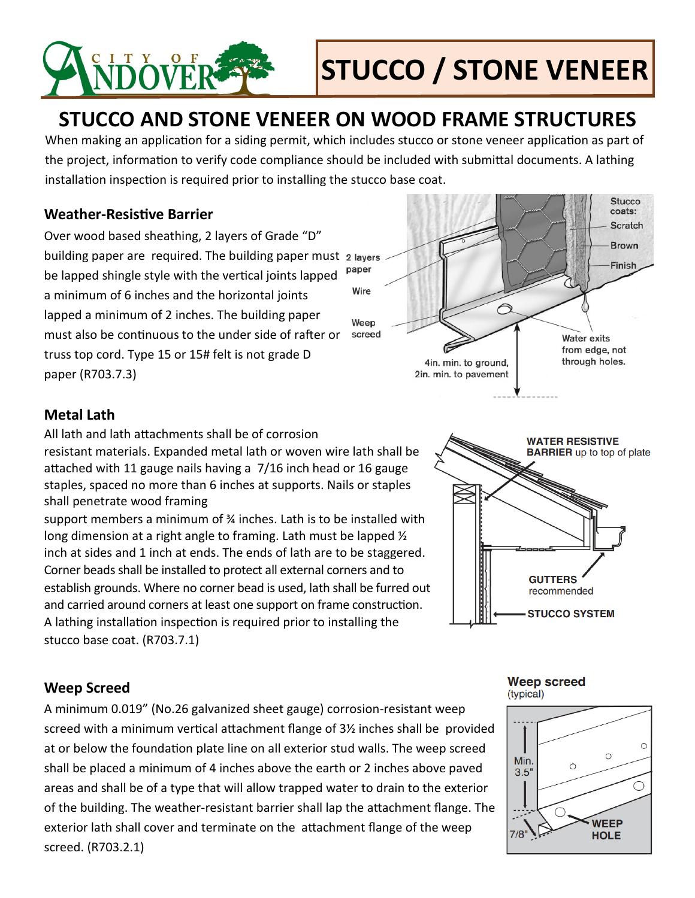# STUCCO / STONE VENEER

## STUCCO AND STONE VENEER ON WOOD FRAME STRUCTURES

When making an application for a siding permit, which includes stucco or stone veneer application as part of the project, information to verify code compliance should be included with submittal documents. A lathing installation inspection is required prior to installing the stucco base coat.

### Weather-Resistive Barrier

Over wood based sheathing, 2 layers of Grade "D" building paper are required. The building paper must be lapped shingle style with the vertical joints lapped a minimum of 6 inches and the horizontal joints lapped a minimum of 2 inches. The building paper must also be continuous to the under side of rafter or truss top cord. Type 15 or 15# felt is not grade D paper (R703.7.3)

### Metal Lath

All lath and lath attachments shall be of corrosion resistant materials. Expanded metal lath or woven wire lath shall be attached with 11 gauge nails having a 7/16 inch head or 16 gauge staples, spaced no more than 6 inches at supports. Nails or staples shall penetrate wood framing support members a minimum of ¾ inches. Lath is to be installed with long dimension at a right angle to framing. Lath must be lapped ½ inch at sides and 1 inch at ends. The ends of lath are to be staggered. Corner beads shall be installed to protect all external corners and to establish grounds. Where no corner bead is used, lath shall be furred out and carried around corners at least one support on frame construction. A lathing installation inspection is required prior to installing the stucco base coat. (R703.7.1)

### Weep Screed

A minimum 0.019" (No.26 galvanized sheet gauge) corrosion-resistant weep screed with a minimum vertical attachment flange of 3½ inches shall be provided at or below the foundation plate line on all exterior stud walls. The weep screed shall be placed a minimum of 4 inches above the earth or 2 inches above paved areas and shall be of a type that will allow trapped water to drain to the exterior of the building. The weather-resistant barrier shall lap the attachment flange. The exterior lath shall cover and terminate on the attachment flange of the weep screed. (R703.2.1)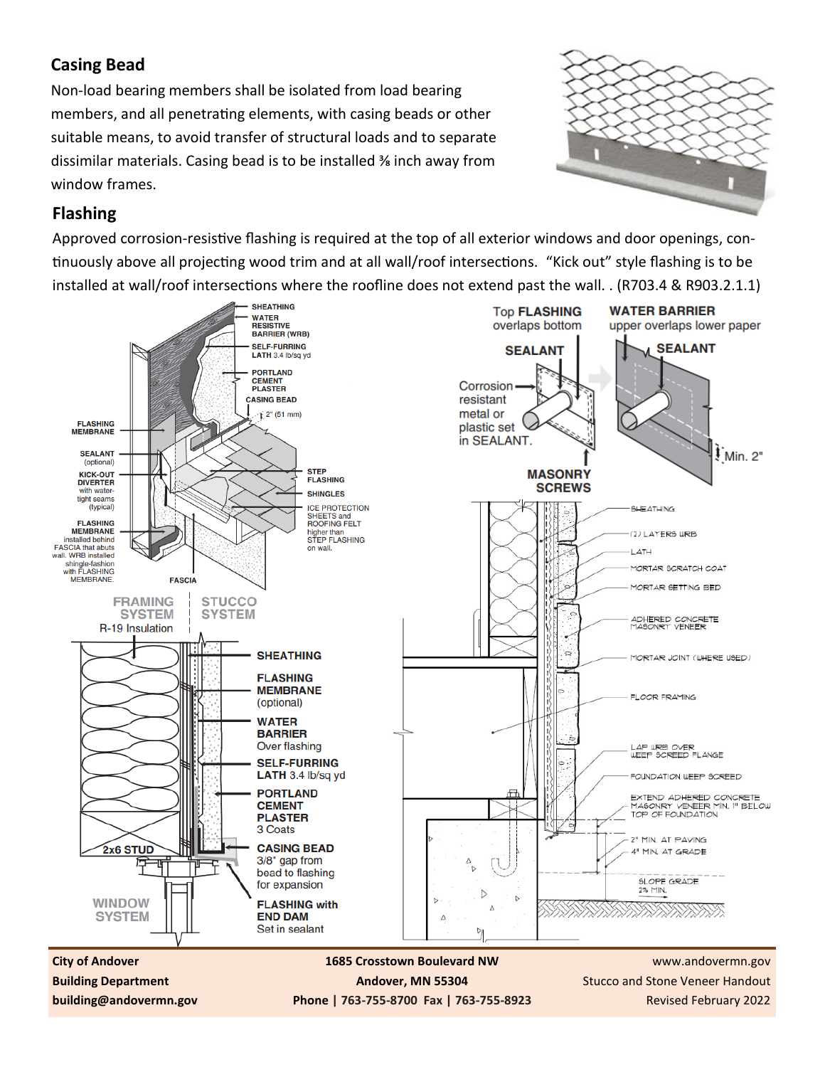## Casing Bead

Non-load bearing members shall be isolated from load bearing members, and all penetrating elements, with casing beads or other suitable means, to avoid transfer of structural loads and to separate dissimilar materials. Casing bead is to be installed ⅜ inch away from window frames.

## Flashing

Approved corrosion-resistive flashing is required at the top of all exterior windows and door openings, continuously above all projecting wood trim and at all wall/roof intersections. "Kick out" style flashing is to be installed at wall/roof intersections where the roofline does not extend past the wall. . (R703.4 & R903.2.1.1)

SHEATHING
WATER RESISTIVE BARRIER (WRB)
SELF-FURRING LATH 3.4 lb/sq yd
PORTLAND CEMENT PLASTER
CASING BEAD
2" (51 mm)
FLASHING MEMBRANE
SEALANT (optional)
KICK-OUT DIVERTER with water-tight seams (typical)
FLASHING MEMBRANE installed behind FASCIA that abuts wall. WRB installed shingle-fashion with FLASHING MEMBRANE.
STEP FLASHING
SHINGLES
ICE PROTECTION SHEETS and ROOFING FELT higher than STEP FLASHING on wall.
FASCIA

Top FLASHING overlaps bottom
WATER BARRIER upper overlaps lower paper
SEALANT
SEALANT
Corrosion resistant metal or plastic set in SEALANT.
MASONRY SCREWS
Min. 2"

FRAMING SYSTEM
STUCCO SYSTEM
R-19 Insulation
SHEATHING
FLASHING MEMBRANE (optional)
WATER BARRIER Over flashing
SELF-FURRING LATH 3.4 lb/sq yd
PORTLAND CEMENT PLASTER 3 Coats
CASING BEAD 3/8" gap from bead to flashing for expansion
2x6 STUD
FLASHING with END DAM Set in sealant
WINDOW SYSTEM

SHEATHING
(2) LAYERS WRB
LATH
MORTAR SCRATCH COAT
MORTAR SETTING BED
ADHERED CONCRETE MASONRY VENEER
MORTAR JOINT (WHERE USED)
FLOOR FRAMING
LAP WRB OVER WEEP SCREED FLANGE
FOUNDATION WEEP SCREED
EXTEND ADHERED CONCRETE MASONRY VENEER MIN. 1" BELOW TOP OF FOUNDATION
2" MIN. AT PAVING
4" MIN. AT GRADE
SLOPE GRADE 2% MIN.

**City of Andover**
**Building Department**
**building@andovermn.gov**

**1685 Crosstown Boulevard NW**
**Andover, MN 55304**
**Phone | 763-755-8700 Fax | 763-755-8923**

www.andovermn.gov
Stucco and Stone Veneer Handout
Revised February 2022